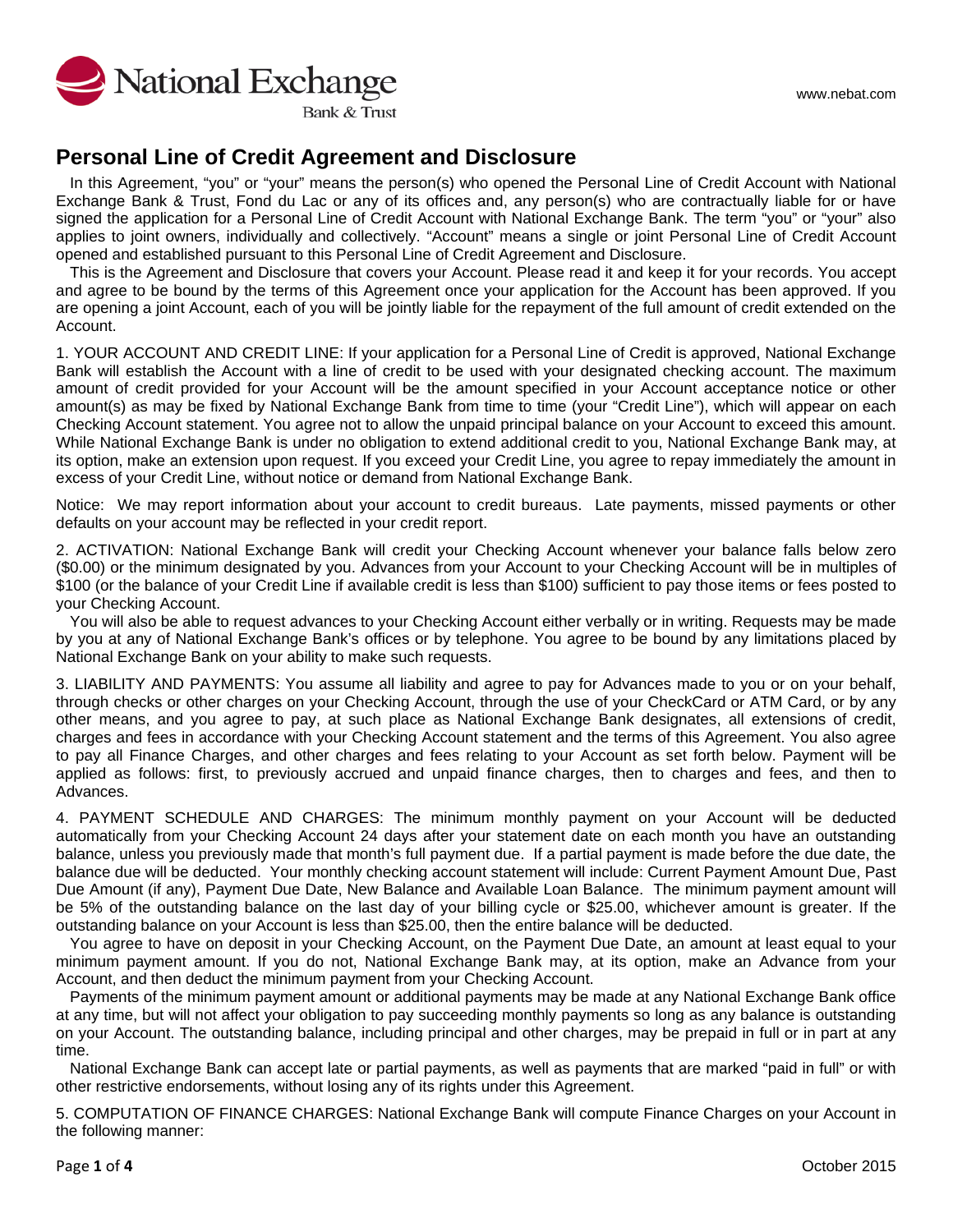National Exchange Bank & Trust

www.nebat.com

# Personal Line of Credit Agreement and Disclosure

In this Agreement, "you" or "your" means the person(s) who opened the Personal Line of Credit Account with National Exchange Bank & Trust, Fond du Lac or any of its offices and, any person(s) who are contractually liable for or have signed the application for a Personal Line of Credit Account with National Exchange Bank. The term "you" or "your" also applies to joint owners, individually and collectively. "Account" means a single or joint Personal Line of Credit Account opened and established pursuant to this Personal Line of Credit Agreement and Disclosure.

This is the Agreement and Disclosure that covers your Account. Please read it and keep it for your records. You accept and agree to be bound by the terms of this Agreement once your application for the Account has been approved. If you are opening a joint Account, each of you will be jointly liable for the repayment of the full amount of credit extended on the Account.

1. YOUR ACCOUNT AND CREDIT LINE: If your application for a Personal Line of Credit is approved, National Exchange Bank will establish the Account with a line of credit to be used with your designated checking account. The maximum amount of credit provided for your Account will be the amount specified in your Account acceptance notice or other amount(s) as may be fixed by National Exchange Bank from time to time (your "Credit Line"), which will appear on each Checking Account statement. You agree not to allow the unpaid principal balance on your Account to exceed this amount. While National Exchange Bank is under no obligation to extend additional credit to you, National Exchange Bank may, at its option, make an extension upon request. If you exceed your Credit Line, you agree to repay immediately the amount in excess of your Credit Line, without notice or demand from National Exchange Bank.

Notice: We may report information about your account to credit bureaus. Late payments, missed payments or other defaults on your account may be reflected in your credit report.

2. ACTIVATION: National Exchange Bank will credit your Checking Account whenever your balance falls below zero ($0.00) or the minimum designated by you. Advances from your Account to your Checking Account will be in multiples of $100 (or the balance of your Credit Line if available credit is less than $100) sufficient to pay those items or fees posted to your Checking Account.

You will also be able to request advances to your Checking Account either verbally or in writing. Requests may be made by you at any of National Exchange Bank's offices or by telephone. You agree to be bound by any limitations placed by National Exchange Bank on your ability to make such requests.

3. LIABILITY AND PAYMENTS: You assume all liability and agree to pay for Advances made to you or on your behalf, through checks or other charges on your Checking Account, through the use of your CheckCard or ATM Card, or by any other means, and you agree to pay, at such place as National Exchange Bank designates, all extensions of credit, charges and fees in accordance with your Checking Account statement and the terms of this Agreement. You also agree to pay all Finance Charges, and other charges and fees relating to your Account as set forth below. Payment will be applied as follows: first, to previously accrued and unpaid finance charges, then to charges and fees, and then to Advances.

4. PAYMENT SCHEDULE AND CHARGES: The minimum monthly payment on your Account will be deducted automatically from your Checking Account 24 days after your statement date on each month you have an outstanding balance, unless you previously made that month's full payment due. If a partial payment is made before the due date, the balance due will be deducted. Your monthly checking account statement will include: Current Payment Amount Due, Past Due Amount (if any), Payment Due Date, New Balance and Available Loan Balance. The minimum payment amount will be 5% of the outstanding balance on the last day of your billing cycle or $25.00, whichever amount is greater. If the outstanding balance on your Account is less than $25.00, then the entire balance will be deducted.

You agree to have on deposit in your Checking Account, on the Payment Due Date, an amount at least equal to your minimum payment amount. If you do not, National Exchange Bank may, at its option, make an Advance from your Account, and then deduct the minimum payment from your Checking Account.

Payments of the minimum payment amount or additional payments may be made at any National Exchange Bank office at any time, but will not affect your obligation to pay succeeding monthly payments so long as any balance is outstanding on your Account. The outstanding balance, including principal and other charges, may be prepaid in full or in part at any time.

National Exchange Bank can accept late or partial payments, as well as payments that are marked "paid in full" or with other restrictive endorsements, without losing any of its rights under this Agreement.

5. COMPUTATION OF FINANCE CHARGES: National Exchange Bank will compute Finance Charges on your Account in the following manner: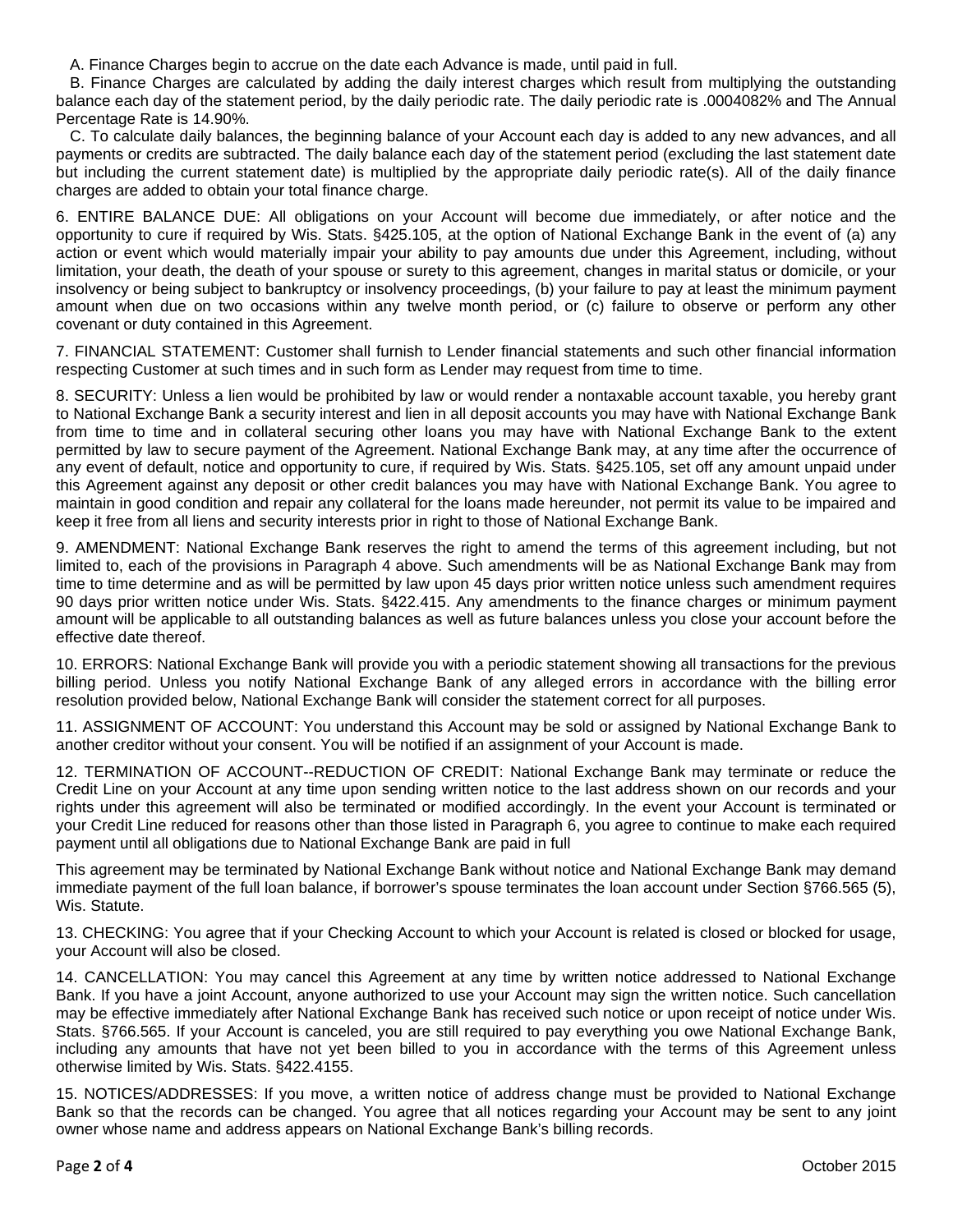A. Finance Charges begin to accrue on the date each Advance is made, until paid in full.

B. Finance Charges are calculated by adding the daily interest charges which result from multiplying the outstanding balance each day of the statement period, by the daily periodic rate. The daily periodic rate is .0004082% and The Annual Percentage Rate is 14.90%.

C. To calculate daily balances, the beginning balance of your Account each day is added to any new advances, and all payments or credits are subtracted. The daily balance each day of the statement period (excluding the last statement date but including the current statement date) is multiplied by the appropriate daily periodic rate(s). All of the daily finance charges are added to obtain your total finance charge.

6. ENTIRE BALANCE DUE: All obligations on your Account will become due immediately, or after notice and the opportunity to cure if required by Wis. Stats. §425.105, at the option of National Exchange Bank in the event of (a) any action or event which would materially impair your ability to pay amounts due under this Agreement, including, without limitation, your death, the death of your spouse or surety to this agreement, changes in marital status or domicile, or your insolvency or being subject to bankruptcy or insolvency proceedings, (b) your failure to pay at least the minimum payment amount when due on two occasions within any twelve month period, or (c) failure to observe or perform any other covenant or duty contained in this Agreement.

7. FINANCIAL STATEMENT: Customer shall furnish to Lender financial statements and such other financial information respecting Customer at such times and in such form as Lender may request from time to time.

8. SECURITY: Unless a lien would be prohibited by law or would render a nontaxable account taxable, you hereby grant to National Exchange Bank a security interest and lien in all deposit accounts you may have with National Exchange Bank from time to time and in collateral securing other loans you may have with National Exchange Bank to the extent permitted by law to secure payment of the Agreement. National Exchange Bank may, at any time after the occurrence of any event of default, notice and opportunity to cure, if required by Wis. Stats. §425.105, set off any amount unpaid under this Agreement against any deposit or other credit balances you may have with National Exchange Bank. You agree to maintain in good condition and repair any collateral for the loans made hereunder, not permit its value to be impaired and keep it free from all liens and security interests prior in right to those of National Exchange Bank.

9. AMENDMENT: National Exchange Bank reserves the right to amend the terms of this agreement including, but not limited to, each of the provisions in Paragraph 4 above. Such amendments will be as National Exchange Bank may from time to time determine and as will be permitted by law upon 45 days prior written notice unless such amendment requires 90 days prior written notice under Wis. Stats. §422.415. Any amendments to the finance charges or minimum payment amount will be applicable to all outstanding balances as well as future balances unless you close your account before the effective date thereof.

10. ERRORS: National Exchange Bank will provide you with a periodic statement showing all transactions for the previous billing period. Unless you notify National Exchange Bank of any alleged errors in accordance with the billing error resolution provided below, National Exchange Bank will consider the statement correct for all purposes.

11. ASSIGNMENT OF ACCOUNT: You understand this Account may be sold or assigned by National Exchange Bank to another creditor without your consent. You will be notified if an assignment of your Account is made.

12. TERMINATION OF ACCOUNT--REDUCTION OF CREDIT: National Exchange Bank may terminate or reduce the Credit Line on your Account at any time upon sending written notice to the last address shown on our records and your rights under this agreement will also be terminated or modified accordingly. In the event your Account is terminated or your Credit Line reduced for reasons other than those listed in Paragraph 6, you agree to continue to make each required payment until all obligations due to National Exchange Bank are paid in full

This agreement may be terminated by National Exchange Bank without notice and National Exchange Bank may demand immediate payment of the full loan balance, if borrower's spouse terminates the loan account under Section §766.565 (5), Wis. Statute.

13. CHECKING: You agree that if your Checking Account to which your Account is related is closed or blocked for usage, your Account will also be closed.

14. CANCELLATION: You may cancel this Agreement at any time by written notice addressed to National Exchange Bank. If you have a joint Account, anyone authorized to use your Account may sign the written notice. Such cancellation may be effective immediately after National Exchange Bank has received such notice or upon receipt of notice under Wis. Stats. §766.565. If your Account is canceled, you are still required to pay everything you owe National Exchange Bank, including any amounts that have not yet been billed to you in accordance with the terms of this Agreement unless otherwise limited by Wis. Stats. §422.4155.

15. NOTICES/ADDRESSES: If you move, a written notice of address change must be provided to National Exchange Bank so that the records can be changed. You agree that all notices regarding your Account may be sent to any joint owner whose name and address appears on National Exchange Bank's billing records.

October 2015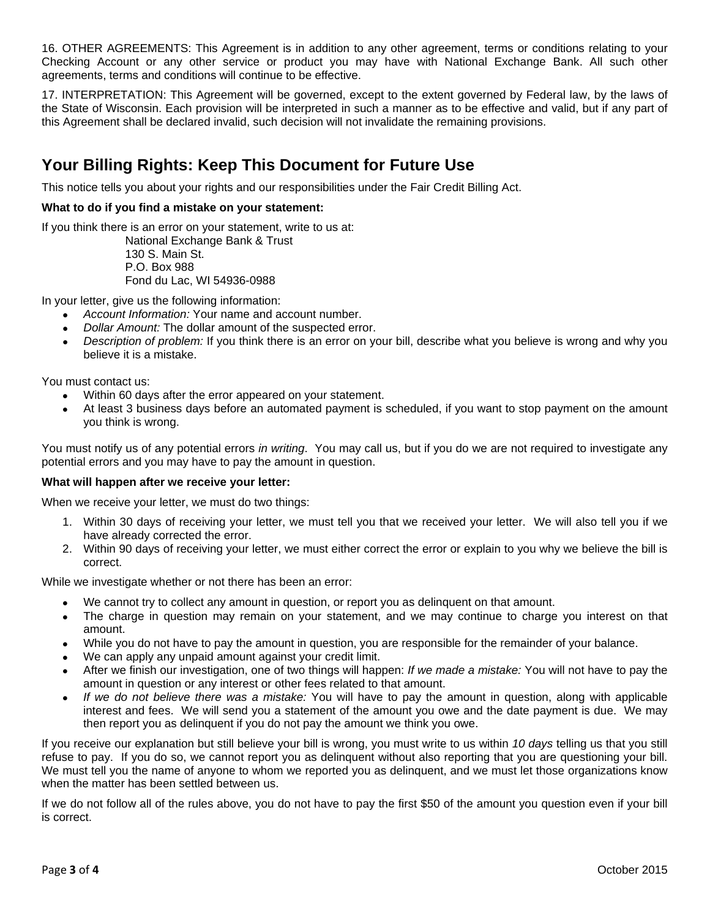16. OTHER AGREEMENTS: This Agreement is in addition to any other agreement, terms or conditions relating to your Checking Account or any other service or product you may have with National Exchange Bank. All such other agreements, terms and conditions will continue to be effective.

17. INTERPRETATION: This Agreement will be governed, except to the extent governed by Federal law, by the laws of the State of Wisconsin. Each provision will be interpreted in such a manner as to be effective and valid, but if any part of this Agreement shall be declared invalid, such decision will not invalidate the remaining provisions.

## Your Billing Rights: Keep This Document for Future Use

This notice tells you about your rights and our responsibilities under the Fair Credit Billing Act.

**What to do if you find a mistake on your statement:**

If you think there is an error on your statement, write to us at:

National Exchange Bank & Trust
130 S. Main St.
P.O. Box 988
Fond du Lac, WI 54936-0988

In your letter, give us the following information:

- *Account Information:* Your name and account number.
- *Dollar Amount:* The dollar amount of the suspected error.
- *Description of problem:* If you think there is an error on your bill, describe what you believe is wrong and why you believe it is a mistake.

You must contact us:

- Within 60 days after the error appeared on your statement.
- At least 3 business days before an automated payment is scheduled, if you want to stop payment on the amount you think is wrong.

You must notify us of any potential errors *in writing*. You may call us, but if you do we are not required to investigate any potential errors and you may have to pay the amount in question.

**What will happen after we receive your letter:**

When we receive your letter, we must do two things:

1. Within 30 days of receiving your letter, we must tell you that we received your letter. We will also tell you if we have already corrected the error.
2. Within 90 days of receiving your letter, we must either correct the error or explain to you why we believe the bill is correct.

While we investigate whether or not there has been an error:

- We cannot try to collect any amount in question, or report you as delinquent on that amount.
- The charge in question may remain on your statement, and we may continue to charge you interest on that amount.
- While you do not have to pay the amount in question, you are responsible for the remainder of your balance.
- We can apply any unpaid amount against your credit limit.
- After we finish our investigation, one of two things will happen: *If we made a mistake:* You will not have to pay the amount in question or any interest or other fees related to that amount.
- *If we do not believe there was a mistake:* You will have to pay the amount in question, along with applicable interest and fees. We will send you a statement of the amount you owe and the date payment is due. We may then report you as delinquent if you do not pay the amount we think you owe.

If you receive our explanation but still believe your bill is wrong, you must write to us within *10 days* telling us that you still refuse to pay. If you do so, we cannot report you as delinquent without also reporting that you are questioning your bill. We must tell you the name of anyone to whom we reported you as delinquent, and we must let those organizations know when the matter has been settled between us.

If we do not follow all of the rules above, you do not have to pay the first $50 of the amount you question even if your bill is correct.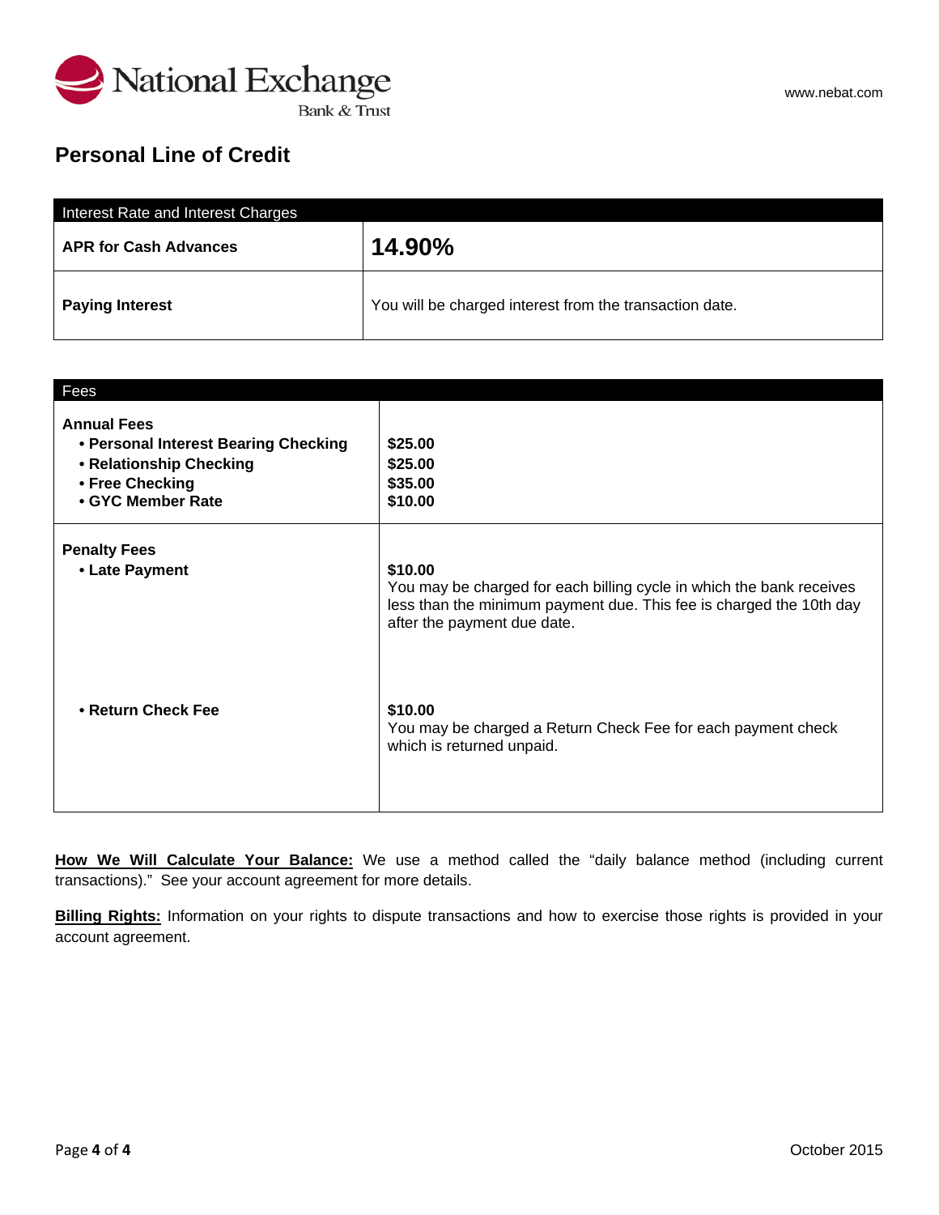National Exchange Bank & Trust

www.nebat.com

# Personal Line of Credit

| Interest Rate and Interest Charges | |
| --- | --- |
| **APR for Cash Advances** | **14.90%** |
| **Paying Interest** | You will be charged interest from the transaction date. |

| Fees | |
| --- | --- |
| **Annual Fees**<br>• **Personal Interest Bearing Checking**<br>• **Relationship Checking**<br>• **Free Checking**<br>• **GYC Member Rate** | <br>**$25.00**<br>**$25.00**<br>**$35.00**<br>**$10.00** |
| **Penalty Fees**<br>• **Late Payment** | <br>**$10.00**<br>You may be charged for each billing cycle in which the bank receives less than the minimum payment due. This fee is charged the 10th day after the payment due date. |
| • **Return Check Fee** | **$10.00**<br>You may be charged a Return Check Fee for each payment check which is returned unpaid. |

**How We Will Calculate Your Balance:** We use a method called the "daily balance method (including current transactions)." See your account agreement for more details.

**Billing Rights:** Information on your rights to dispute transactions and how to exercise those rights is provided in your account agreement.

October 2015